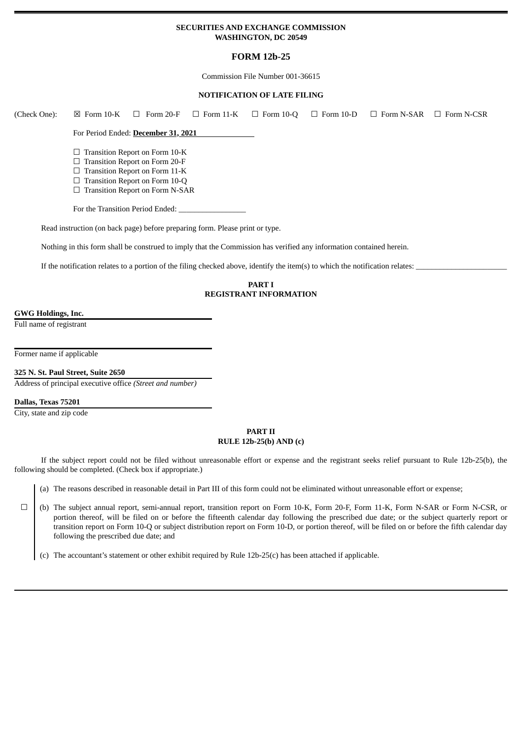**SECURITIES AND EXCHANGE COMMISSION**
**WASHINGTON, DC 20549**

# FORM 12b-25

Commission File Number 001-36615

**NOTIFICATION OF LATE FILING**

(Check One): ☒ Form 10-K ☐ Form 20-F ☐ Form 11-K ☐ Form 10-Q ☐ Form 10-D ☐ Form N-SAR ☐ Form N-CSR

For Period Ended: **December 31, 2021**

☐ Transition Report on Form 10-K
☐ Transition Report on Form 20-F
☐ Transition Report on Form 11-K
☐ Transition Report on Form 10-Q
☐ Transition Report on Form N-SAR

For the Transition Period Ended: _________________

Read instruction (on back page) before preparing form. Please print or type.

Nothing in this form shall be construed to imply that the Commission has verified any information contained herein.

If the notification relates to a portion of the filing checked above, identify the item(s) to which the notification relates: _______________________

## PART I
## REGISTRANT INFORMATION

**GWG Holdings, Inc.**
Full name of registrant

Former name if applicable

**325 N. St. Paul Street, Suite 2650**
Address of principal executive office *(Street and number)*

**Dallas, Texas 75201**
City, state and zip code

## PART II
## RULE 12b-25(b) AND (c)

If the subject report could not be filed without unreasonable effort or expense and the registrant seeks relief pursuant to Rule 12b-25(b), the following should be completed. (Check box if appropriate.)

☐

(a) The reasons described in reasonable detail in Part III of this form could not be eliminated without unreasonable effort or expense;

(b) The subject annual report, semi-annual report, transition report on Form 10-K, Form 20-F, Form 11-K, Form N-SAR or Form N-CSR, or portion thereof, will be filed on or before the fifteenth calendar day following the prescribed due date; or the subject quarterly report or transition report on Form 10-Q or subject distribution report on Form 10-D, or portion thereof, will be filed on or before the fifth calendar day following the prescribed due date; and

(c) The accountant's statement or other exhibit required by Rule 12b-25(c) has been attached if applicable.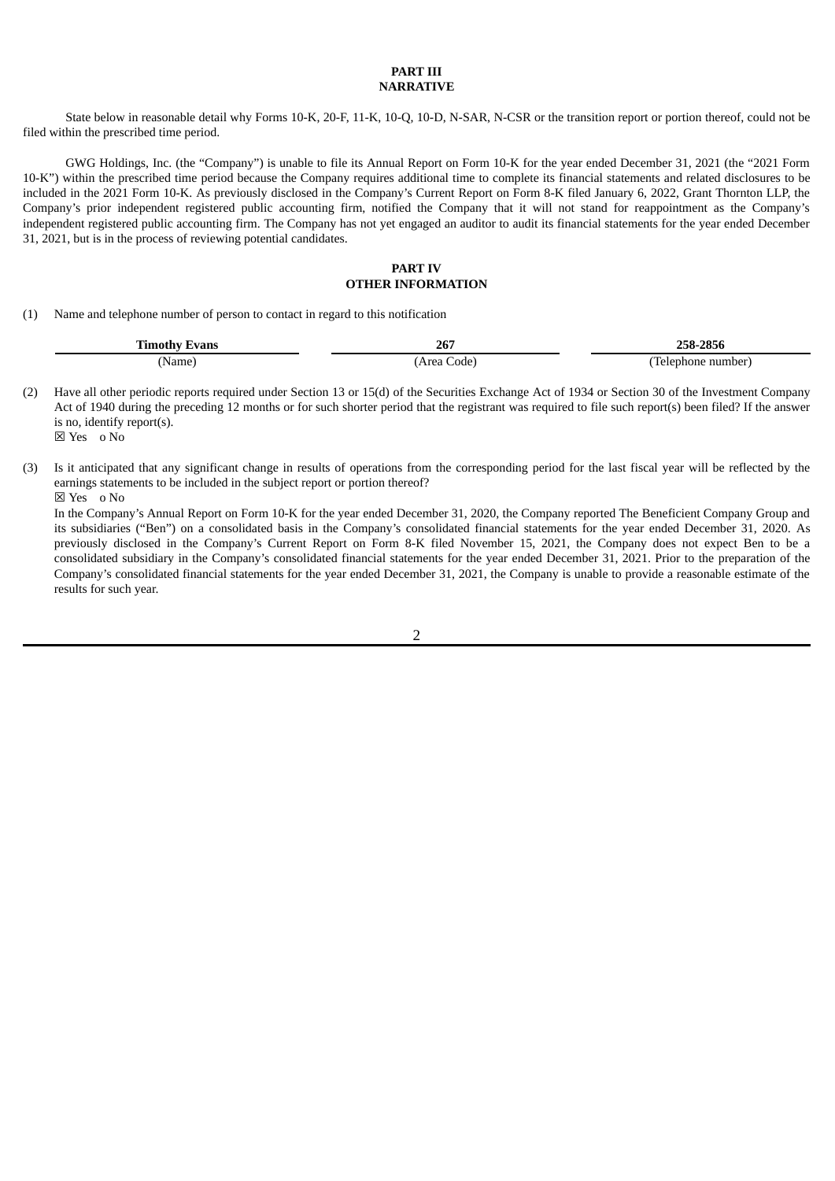## PART III
## NARRATIVE

State below in reasonable detail why Forms 10-K, 20-F, 11-K, 10-Q, 10-D, N-SAR, N-CSR or the transition report or portion thereof, could not be filed within the prescribed time period.

GWG Holdings, Inc. (the "Company") is unable to file its Annual Report on Form 10-K for the year ended December 31, 2021 (the "2021 Form 10-K") within the prescribed time period because the Company requires additional time to complete its financial statements and related disclosures to be included in the 2021 Form 10-K. As previously disclosed in the Company's Current Report on Form 8-K filed January 6, 2022, Grant Thornton LLP, the Company's prior independent registered public accounting firm, notified the Company that it will not stand for reappointment as the Company's independent registered public accounting firm. The Company has not yet engaged an auditor to audit its financial statements for the year ended December 31, 2021, but is in the process of reviewing potential candidates.

## PART IV
## OTHER INFORMATION

(1) Name and telephone number of person to contact in regard to this notification

| **Timothy Evans** | **267** | **258-2856** |
|---|---|---|
| (Name) | (Area Code) | (Telephone number) |

(2) Have all other periodic reports required under Section 13 or 15(d) of the Securities Exchange Act of 1934 or Section 30 of the Investment Company Act of 1940 during the preceding 12 months or for such shorter period that the registrant was required to file such report(s) been filed? If the answer is no, identify report(s).
☒ Yes o No

(3) Is it anticipated that any significant change in results of operations from the corresponding period for the last fiscal year will be reflected by the earnings statements to be included in the subject report or portion thereof?
☒ Yes o No

In the Company's Annual Report on Form 10-K for the year ended December 31, 2020, the Company reported The Beneficient Company Group and its subsidiaries ("Ben") on a consolidated basis in the Company's consolidated financial statements for the year ended December 31, 2020. As previously disclosed in the Company's Current Report on Form 8-K filed November 15, 2021, the Company does not expect Ben to be a consolidated subsidiary in the Company's consolidated financial statements for the year ended December 31, 2021. Prior to the preparation of the Company's consolidated financial statements for the year ended December 31, 2021, the Company is unable to provide a reasonable estimate of the results for such year.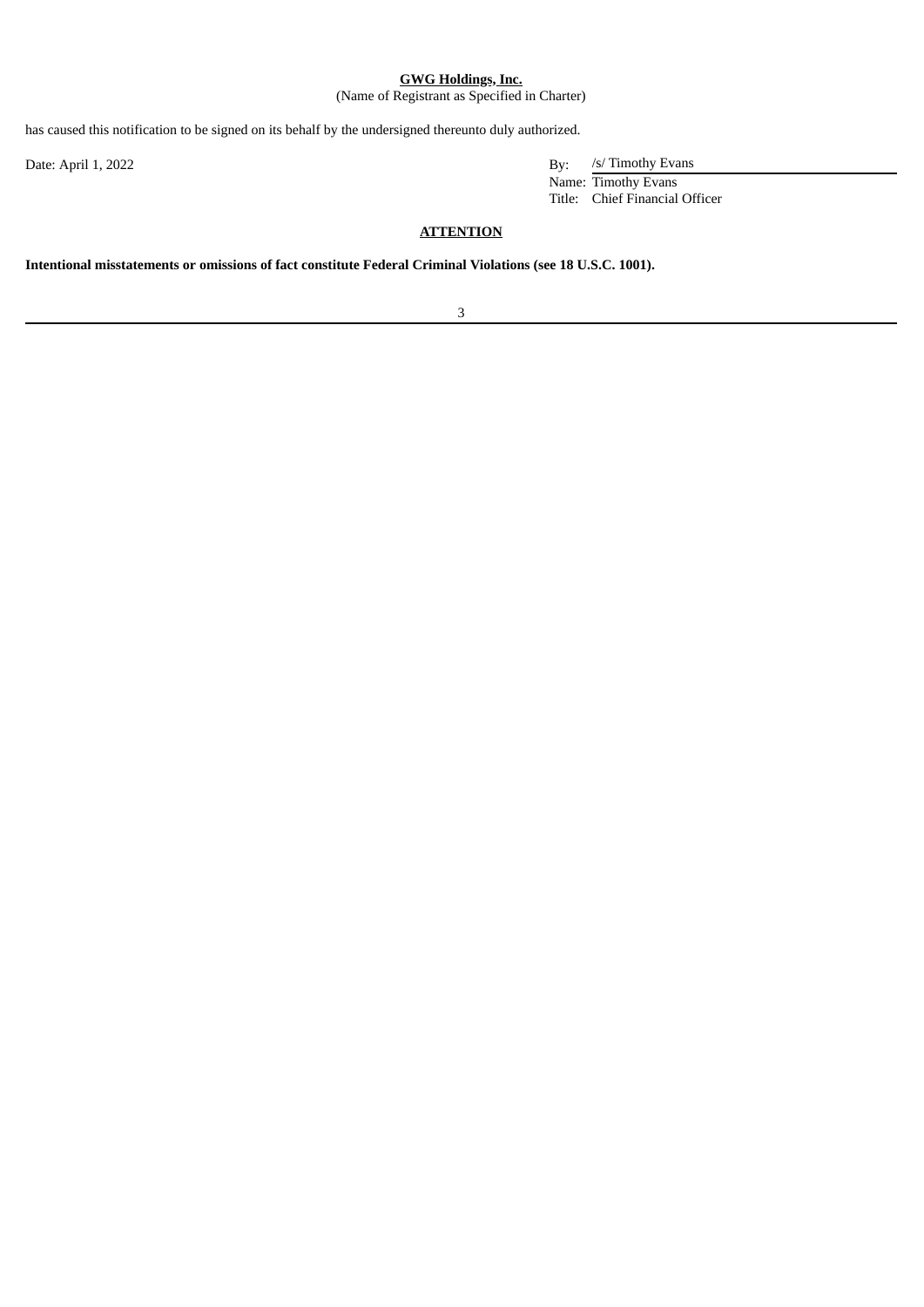**GWG Holdings, Inc.**
(Name of Registrant as Specified in Charter)

has caused this notification to be signed on its behalf by the undersigned thereunto duly authorized.

Date: April 1, 2022

By: /s/ Timothy Evans
Name: Timothy Evans
Title: Chief Financial Officer

**ATTENTION**

**Intentional misstatements or omissions of fact constitute Federal Criminal Violations (see 18 U.S.C. 1001).**